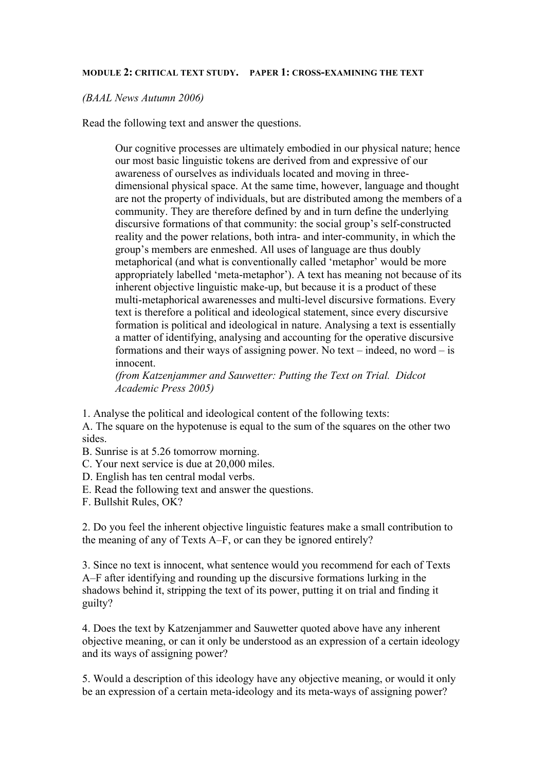**MODULE 2: CRITICAL TEXT STUDY. PAPER 1: CROSS-EXAMINING THE TEXT**

*(BAAL News Autumn 2006)*

Read the following text and answer the questions.

> Our cognitive processes are ultimately embodied in our physical nature; hence our most basic linguistic tokens are derived from and expressive of our awareness of ourselves as individuals located and moving in three-dimensional physical space. At the same time, however, language and thought are not the property of individuals, but are distributed among the members of a community. They are therefore defined by and in turn define the underlying discursive formations of that community: the social group's self-constructed reality and the power relations, both intra- and inter-community, in which the group's members are enmeshed. All uses of language are thus doubly metaphorical (and what is conventionally called 'metaphor' would be more appropriately labelled 'meta-metaphor'). A text has meaning not because of its inherent objective linguistic make-up, but because it is a product of these multi-metaphorical awarenesses and multi-level discursive formations. Every text is therefore a political and ideological statement, since every discursive formation is political and ideological in nature. Analysing a text is essentially a matter of identifying, analysing and accounting for the operative discursive formations and their ways of assigning power. No text – indeed, no word – is innocent.
> *(from Katzenjammer and Sauwetter: Putting the Text on Trial. Didcot Academic Press 2005)*

1. Analyse the political and ideological content of the following texts:
A. The square on the hypotenuse is equal to the sum of the squares on the other two sides.
B. Sunrise is at 5.26 tomorrow morning.
C. Your next service is due at 20,000 miles.
D. English has ten central modal verbs.
E. Read the following text and answer the questions.
F. Bullshit Rules, OK?

2. Do you feel the inherent objective linguistic features make a small contribution to the meaning of any of Texts A–F, or can they be ignored entirely?

3. Since no text is innocent, what sentence would you recommend for each of Texts A–F after identifying and rounding up the discursive formations lurking in the shadows behind it, stripping the text of its power, putting it on trial and finding it guilty?

4. Does the text by Katzenjammer and Sauwetter quoted above have any inherent objective meaning, or can it only be understood as an expression of a certain ideology and its ways of assigning power?

5. Would a description of this ideology have any objective meaning, or would it only be an expression of a certain meta-ideology and its meta-ways of assigning power?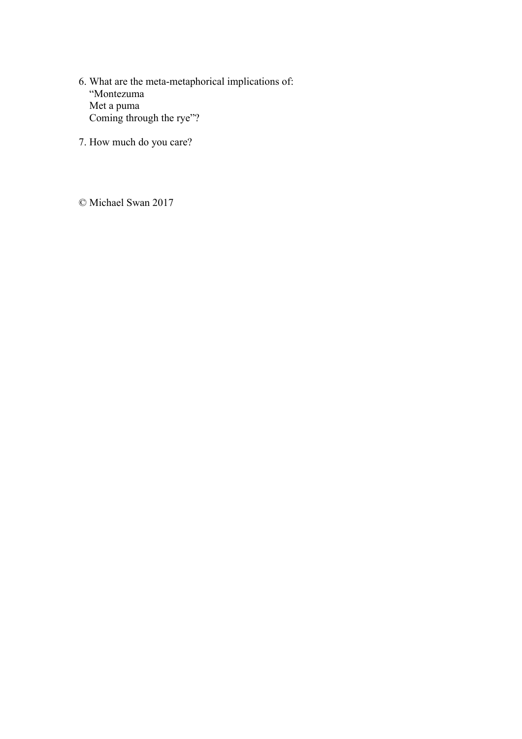6. What are the meta-metaphorical implications of:
   "Montezuma
   Met a puma
   Coming through the rye"?

7. How much do you care?

© Michael Swan 2017